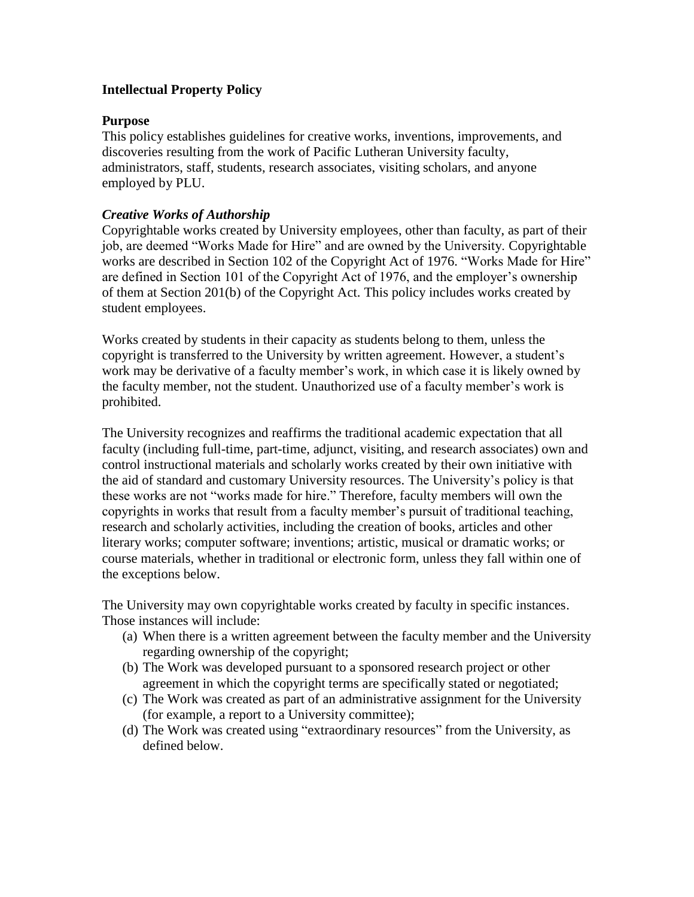# Intellectual Property Policy

## Purpose

This policy establishes guidelines for creative works, inventions, improvements, and discoveries resulting from the work of Pacific Lutheran University faculty, administrators, staff, students, research associates, visiting scholars, and anyone employed by PLU.

### *Creative Works of Authorship*

Copyrightable works created by University employees, other than faculty, as part of their job, are deemed "Works Made for Hire" and are owned by the University. Copyrightable works are described in Section 102 of the Copyright Act of 1976. "Works Made for Hire" are defined in Section 101 of the Copyright Act of 1976, and the employer's ownership of them at Section 201(b) of the Copyright Act. This policy includes works created by student employees.

Works created by students in their capacity as students belong to them, unless the copyright is transferred to the University by written agreement. However, a student's work may be derivative of a faculty member's work, in which case it is likely owned by the faculty member, not the student. Unauthorized use of a faculty member's work is prohibited.

The University recognizes and reaffirms the traditional academic expectation that all faculty (including full-time, part-time, adjunct, visiting, and research associates) own and control instructional materials and scholarly works created by their own initiative with the aid of standard and customary University resources. The University's policy is that these works are not "works made for hire." Therefore, faculty members will own the copyrights in works that result from a faculty member's pursuit of traditional teaching, research and scholarly activities, including the creation of books, articles and other literary works; computer software; inventions; artistic, musical or dramatic works; or course materials, whether in traditional or electronic form, unless they fall within one of the exceptions below.

The University may own copyrightable works created by faculty in specific instances. Those instances will include:

(a) When there is a written agreement between the faculty member and the University regarding ownership of the copyright;
(b) The Work was developed pursuant to a sponsored research project or other agreement in which the copyright terms are specifically stated or negotiated;
(c) The Work was created as part of an administrative assignment for the University (for example, a report to a University committee);
(d) The Work was created using "extraordinary resources" from the University, as defined below.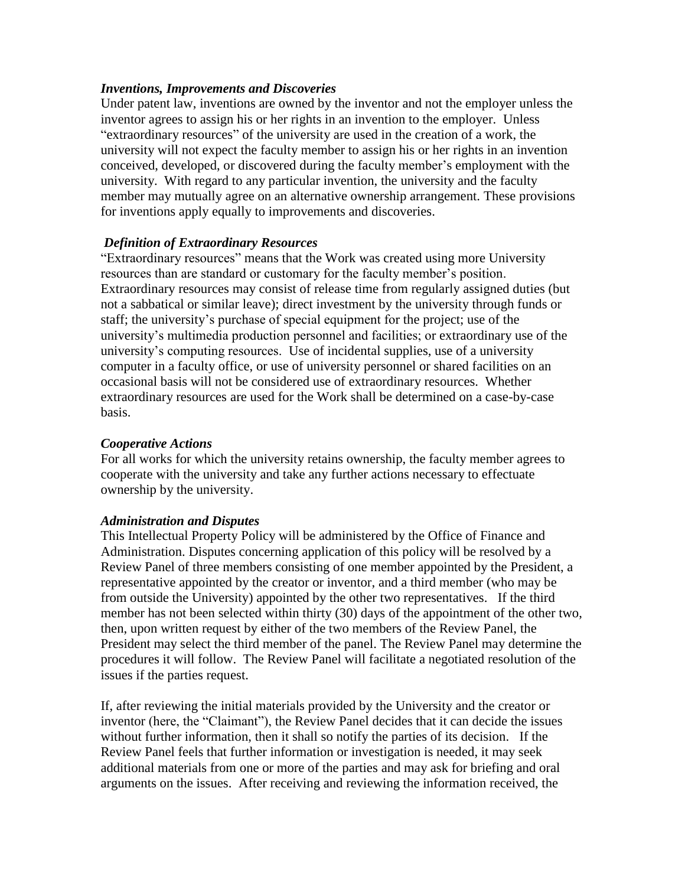### *Inventions, Improvements and Discoveries*

Under patent law, inventions are owned by the inventor and not the employer unless the inventor agrees to assign his or her rights in an invention to the employer. Unless "extraordinary resources" of the university are used in the creation of a work, the university will not expect the faculty member to assign his or her rights in an invention conceived, developed, or discovered during the faculty member's employment with the university. With regard to any particular invention, the university and the faculty member may mutually agree on an alternative ownership arrangement. These provisions for inventions apply equally to improvements and discoveries.

### *Definition of Extraordinary Resources*

"Extraordinary resources" means that the Work was created using more University resources than are standard or customary for the faculty member's position. Extraordinary resources may consist of release time from regularly assigned duties (but not a sabbatical or similar leave); direct investment by the university through funds or staff; the university's purchase of special equipment for the project; use of the university's multimedia production personnel and facilities; or extraordinary use of the university's computing resources. Use of incidental supplies, use of a university computer in a faculty office, or use of university personnel or shared facilities on an occasional basis will not be considered use of extraordinary resources. Whether extraordinary resources are used for the Work shall be determined on a case-by-case basis.

### *Cooperative Actions*

For all works for which the university retains ownership, the faculty member agrees to cooperate with the university and take any further actions necessary to effectuate ownership by the university.

### *Administration and Disputes*

This Intellectual Property Policy will be administered by the Office of Finance and Administration. Disputes concerning application of this policy will be resolved by a Review Panel of three members consisting of one member appointed by the President, a representative appointed by the creator or inventor, and a third member (who may be from outside the University) appointed by the other two representatives. If the third member has not been selected within thirty (30) days of the appointment of the other two, then, upon written request by either of the two members of the Review Panel, the President may select the third member of the panel. The Review Panel may determine the procedures it will follow. The Review Panel will facilitate a negotiated resolution of the issues if the parties request.

If, after reviewing the initial materials provided by the University and the creator or inventor (here, the "Claimant"), the Review Panel decides that it can decide the issues without further information, then it shall so notify the parties of its decision. If the Review Panel feels that further information or investigation is needed, it may seek additional materials from one or more of the parties and may ask for briefing and oral arguments on the issues. After receiving and reviewing the information received, the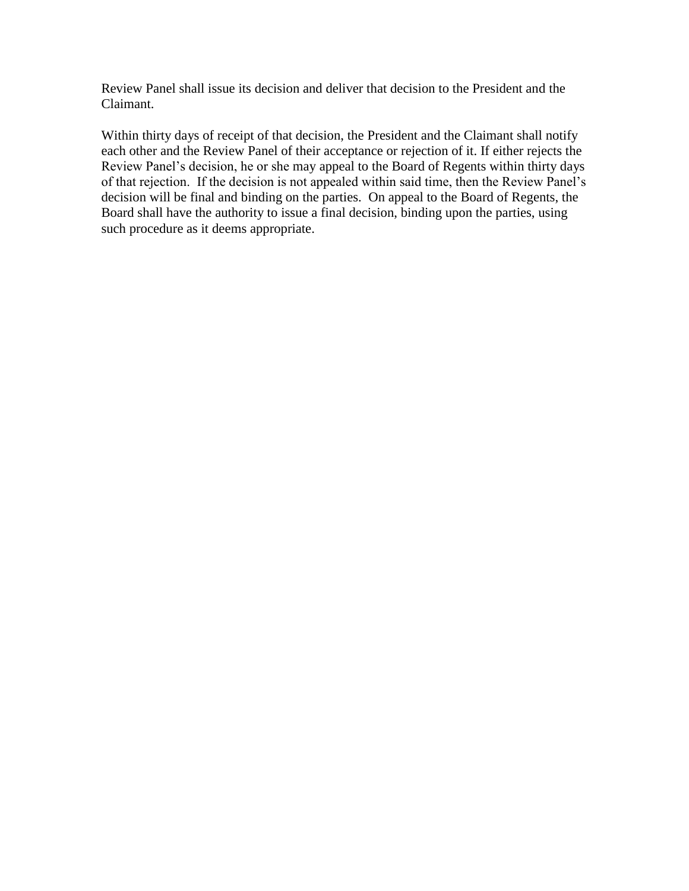Review Panel shall issue its decision and deliver that decision to the President and the Claimant.

Within thirty days of receipt of that decision, the President and the Claimant shall notify each other and the Review Panel of their acceptance or rejection of it. If either rejects the Review Panel's decision, he or she may appeal to the Board of Regents within thirty days of that rejection. If the decision is not appealed within said time, then the Review Panel's decision will be final and binding on the parties. On appeal to the Board of Regents, the Board shall have the authority to issue a final decision, binding upon the parties, using such procedure as it deems appropriate.